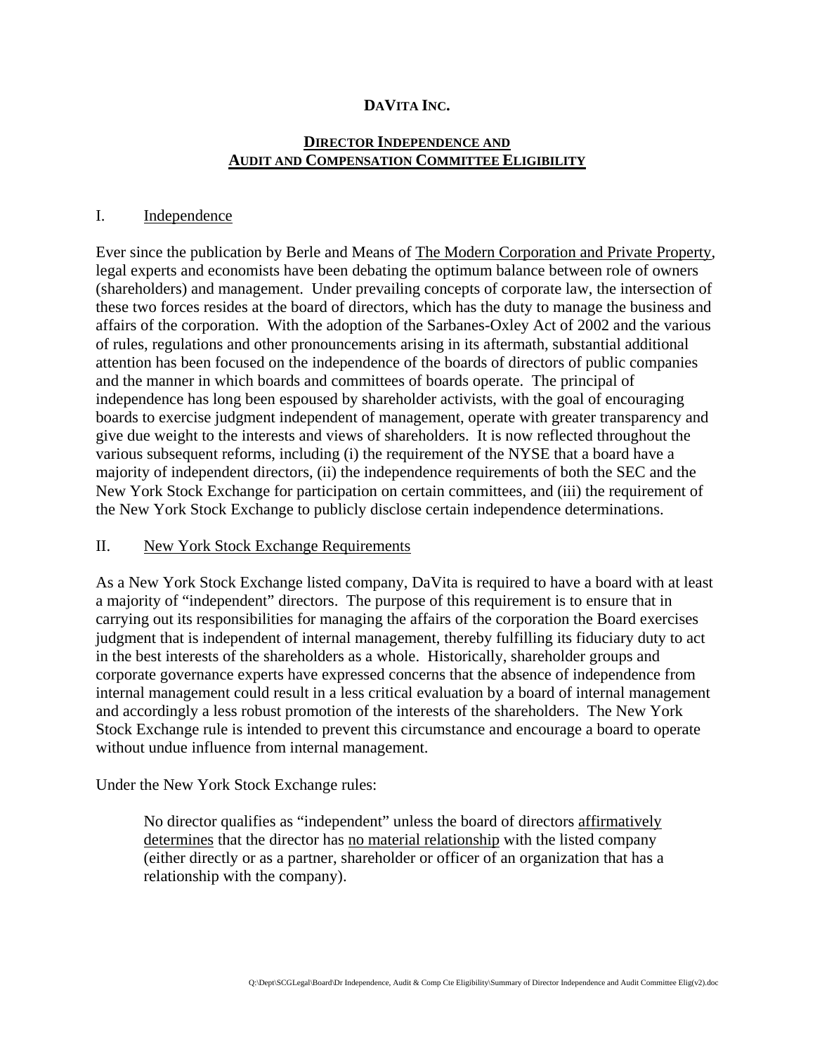# DAVITA INC.

## DIRECTOR INDEPENDENCE AND AUDIT AND COMPENSATION COMMITTEE ELIGIBILITY

### I. Independence

Ever since the publication by Berle and Means of The Modern Corporation and Private Property, legal experts and economists have been debating the optimum balance between role of owners (shareholders) and management. Under prevailing concepts of corporate law, the intersection of these two forces resides at the board of directors, which has the duty to manage the business and affairs of the corporation. With the adoption of the Sarbanes-Oxley Act of 2002 and the various of rules, regulations and other pronouncements arising in its aftermath, substantial additional attention has been focused on the independence of the boards of directors of public companies and the manner in which boards and committees of boards operate. The principal of independence has long been espoused by shareholder activists, with the goal of encouraging boards to exercise judgment independent of management, operate with greater transparency and give due weight to the interests and views of shareholders. It is now reflected throughout the various subsequent reforms, including (i) the requirement of the NYSE that a board have a majority of independent directors, (ii) the independence requirements of both the SEC and the New York Stock Exchange for participation on certain committees, and (iii) the requirement of the New York Stock Exchange to publicly disclose certain independence determinations.

### II. New York Stock Exchange Requirements

As a New York Stock Exchange listed company, DaVita is required to have a board with at least a majority of "independent" directors. The purpose of this requirement is to ensure that in carrying out its responsibilities for managing the affairs of the corporation the Board exercises judgment that is independent of internal management, thereby fulfilling its fiduciary duty to act in the best interests of the shareholders as a whole. Historically, shareholder groups and corporate governance experts have expressed concerns that the absence of independence from internal management could result in a less critical evaluation by a board of internal management and accordingly a less robust promotion of the interests of the shareholders. The New York Stock Exchange rule is intended to prevent this circumstance and encourage a board to operate without undue influence from internal management.

Under the New York Stock Exchange rules:

> No director qualifies as "independent" unless the board of directors affirmatively determines that the director has no material relationship with the listed company (either directly or as a partner, shareholder or officer of an organization that has a relationship with the company).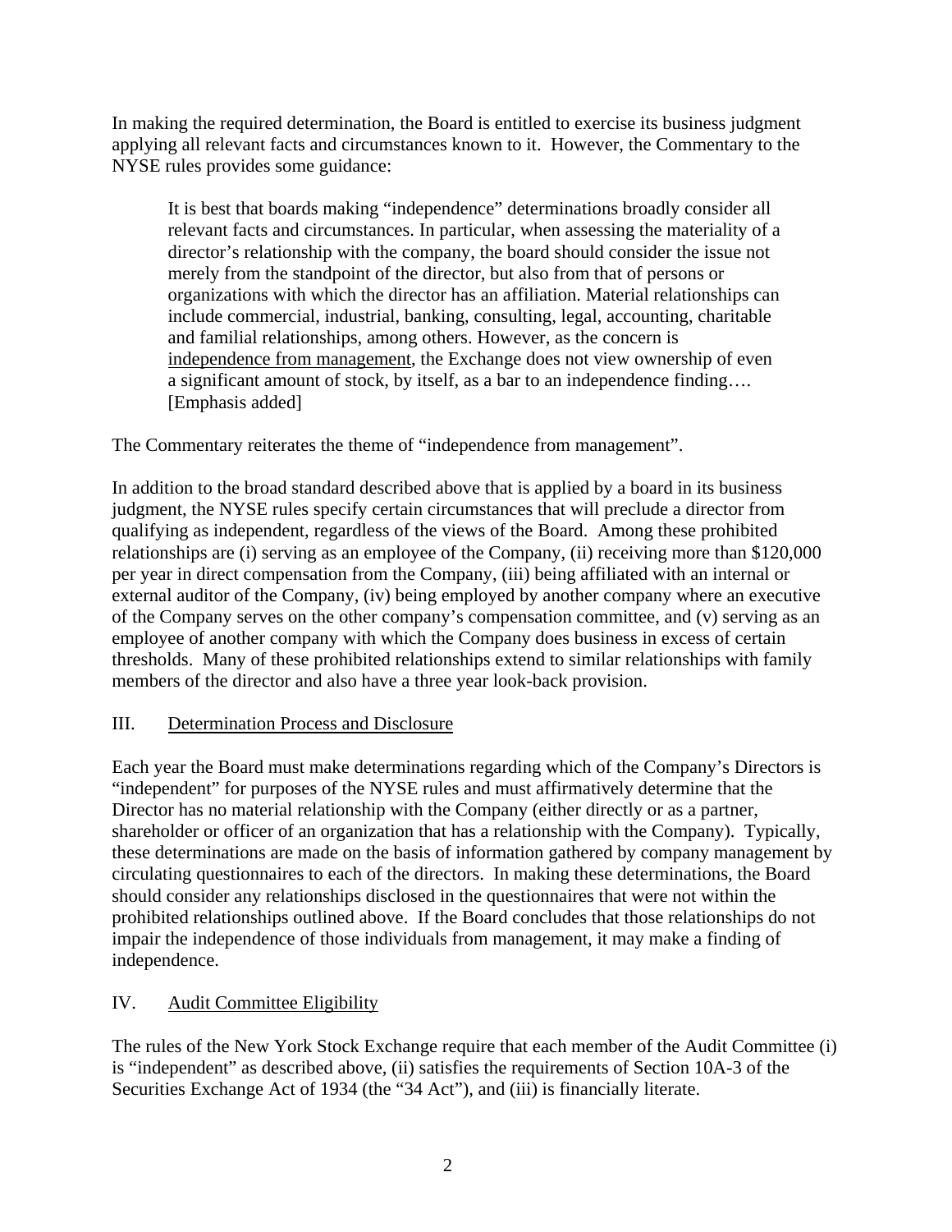In making the required determination, the Board is entitled to exercise its business judgment applying all relevant facts and circumstances known to it. However, the Commentary to the NYSE rules provides some guidance:

> It is best that boards making "independence" determinations broadly consider all relevant facts and circumstances. In particular, when assessing the materiality of a director's relationship with the company, the board should consider the issue not merely from the standpoint of the director, but also from that of persons or organizations with which the director has an affiliation. Material relationships can include commercial, industrial, banking, consulting, legal, accounting, charitable and familial relationships, among others. However, as the concern is <u>independence from management</u>, the Exchange does not view ownership of even a significant amount of stock, by itself, as a bar to an independence finding…. [Emphasis added]

The Commentary reiterates the theme of "independence from management".

In addition to the broad standard described above that is applied by a board in its business judgment, the NYSE rules specify certain circumstances that will preclude a director from qualifying as independent, regardless of the views of the Board. Among these prohibited relationships are (i) serving as an employee of the Company, (ii) receiving more than $120,000 per year in direct compensation from the Company, (iii) being affiliated with an internal or external auditor of the Company, (iv) being employed by another company where an executive of the Company serves on the other company's compensation committee, and (v) serving as an employee of another company with which the Company does business in excess of certain thresholds. Many of these prohibited relationships extend to similar relationships with family members of the director and also have a three year look-back provision.

## III. <u>Determination Process and Disclosure</u>

Each year the Board must make determinations regarding which of the Company's Directors is "independent" for purposes of the NYSE rules and must affirmatively determine that the Director has no material relationship with the Company (either directly or as a partner, shareholder or officer of an organization that has a relationship with the Company). Typically, these determinations are made on the basis of information gathered by company management by circulating questionnaires to each of the directors. In making these determinations, the Board should consider any relationships disclosed in the questionnaires that were not within the prohibited relationships outlined above. If the Board concludes that those relationships do not impair the independence of those individuals from management, it may make a finding of independence.

## IV. <u>Audit Committee Eligibility</u>

The rules of the New York Stock Exchange require that each member of the Audit Committee (i) is "independent" as described above, (ii) satisfies the requirements of Section 10A-3 of the Securities Exchange Act of 1934 (the "34 Act"), and (iii) is financially literate.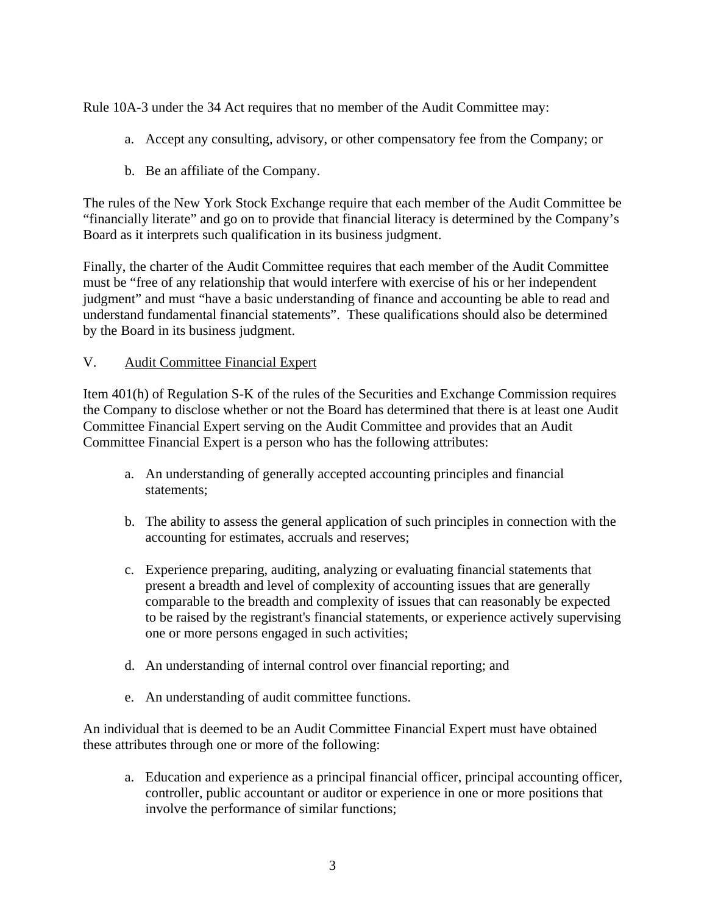Rule 10A-3 under the 34 Act requires that no member of the Audit Committee may:

a. Accept any consulting, advisory, or other compensatory fee from the Company; or

b. Be an affiliate of the Company.

The rules of the New York Stock Exchange require that each member of the Audit Committee be "financially literate" and go on to provide that financial literacy is determined by the Company's Board as it interprets such qualification in its business judgment.

Finally, the charter of the Audit Committee requires that each member of the Audit Committee must be "free of any relationship that would interfere with exercise of his or her independent judgment" and must "have a basic understanding of finance and accounting be able to read and understand fundamental financial statements". These qualifications should also be determined by the Board in its business judgment.

## V. Audit Committee Financial Expert

Item 401(h) of Regulation S-K of the rules of the Securities and Exchange Commission requires the Company to disclose whether or not the Board has determined that there is at least one Audit Committee Financial Expert serving on the Audit Committee and provides that an Audit Committee Financial Expert is a person who has the following attributes:

a. An understanding of generally accepted accounting principles and financial statements;

b. The ability to assess the general application of such principles in connection with the accounting for estimates, accruals and reserves;

c. Experience preparing, auditing, analyzing or evaluating financial statements that present a breadth and level of complexity of accounting issues that are generally comparable to the breadth and complexity of issues that can reasonably be expected to be raised by the registrant's financial statements, or experience actively supervising one or more persons engaged in such activities;

d. An understanding of internal control over financial reporting; and

e. An understanding of audit committee functions.

An individual that is deemed to be an Audit Committee Financial Expert must have obtained these attributes through one or more of the following:

a. Education and experience as a principal financial officer, principal accounting officer, controller, public accountant or auditor or experience in one or more positions that involve the performance of similar functions;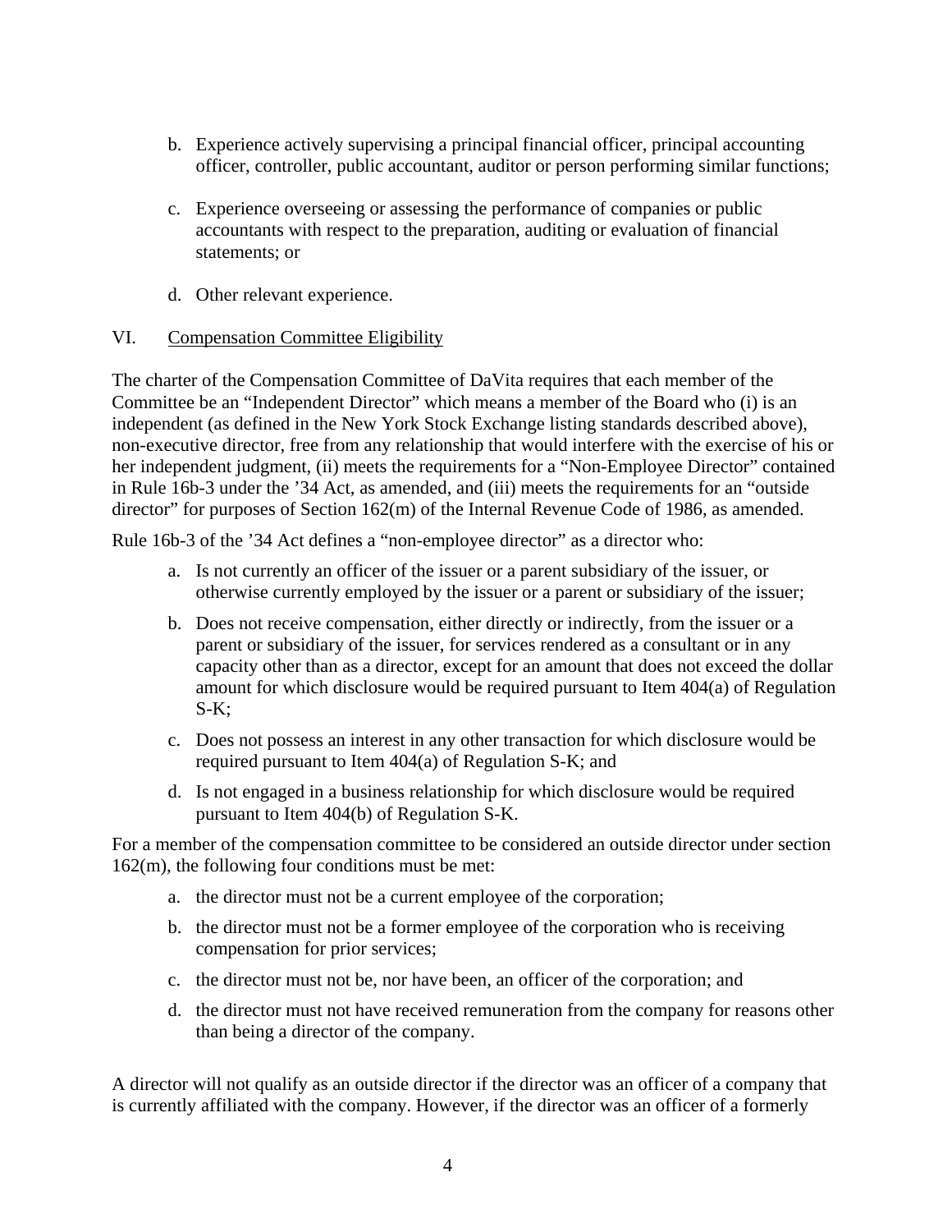b. Experience actively supervising a principal financial officer, principal accounting officer, controller, public accountant, auditor or person performing similar functions;

c. Experience overseeing or assessing the performance of companies or public accountants with respect to the preparation, auditing or evaluation of financial statements; or

d. Other relevant experience.

## VI. Compensation Committee Eligibility

The charter of the Compensation Committee of DaVita requires that each member of the Committee be an "Independent Director" which means a member of the Board who (i) is an independent (as defined in the New York Stock Exchange listing standards described above), non-executive director, free from any relationship that would interfere with the exercise of his or her independent judgment, (ii) meets the requirements for a "Non-Employee Director" contained in Rule 16b-3 under the '34 Act, as amended, and (iii) meets the requirements for an "outside director" for purposes of Section 162(m) of the Internal Revenue Code of 1986, as amended.

Rule 16b-3 of the '34 Act defines a "non-employee director" as a director who:

a. Is not currently an officer of the issuer or a parent subsidiary of the issuer, or otherwise currently employed by the issuer or a parent or subsidiary of the issuer;

b. Does not receive compensation, either directly or indirectly, from the issuer or a parent or subsidiary of the issuer, for services rendered as a consultant or in any capacity other than as a director, except for an amount that does not exceed the dollar amount for which disclosure would be required pursuant to Item 404(a) of Regulation S-K;

c. Does not possess an interest in any other transaction for which disclosure would be required pursuant to Item 404(a) of Regulation S-K; and

d. Is not engaged in a business relationship for which disclosure would be required pursuant to Item 404(b) of Regulation S-K.

For a member of the compensation committee to be considered an outside director under section 162(m), the following four conditions must be met:

a. the director must not be a current employee of the corporation;

b. the director must not be a former employee of the corporation who is receiving compensation for prior services;

c. the director must not be, nor have been, an officer of the corporation; and

d. the director must not have received remuneration from the company for reasons other than being a director of the company.

A director will not qualify as an outside director if the director was an officer of a company that is currently affiliated with the company. However, if the director was an officer of a formerly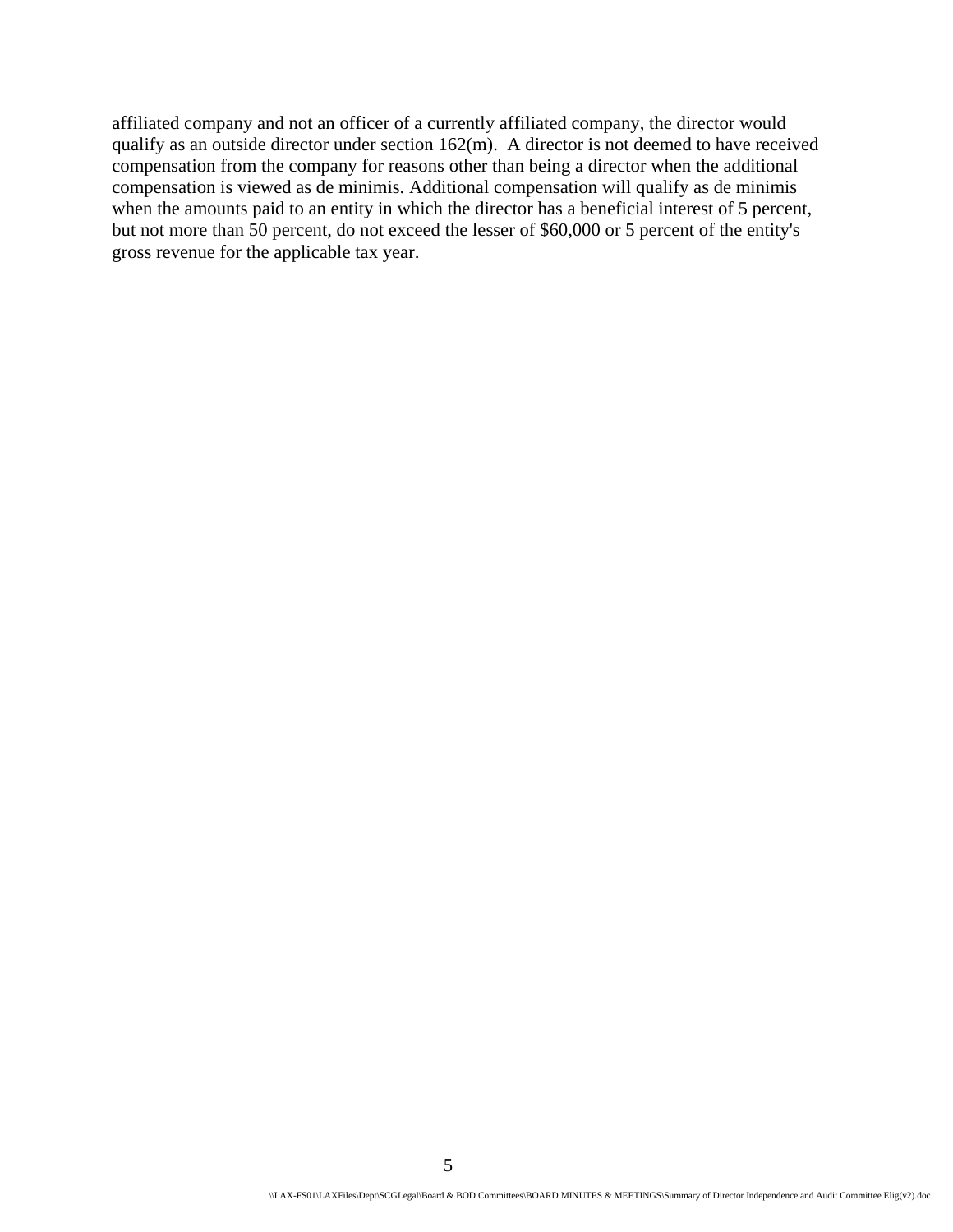affiliated company and not an officer of a currently affiliated company, the director would qualify as an outside director under section 162(m). A director is not deemed to have received compensation from the company for reasons other than being a director when the additional compensation is viewed as de minimis. Additional compensation will qualify as de minimis when the amounts paid to an entity in which the director has a beneficial interest of 5 percent, but not more than 50 percent, do not exceed the lesser of $60,000 or 5 percent of the entity's gross revenue for the applicable tax year.